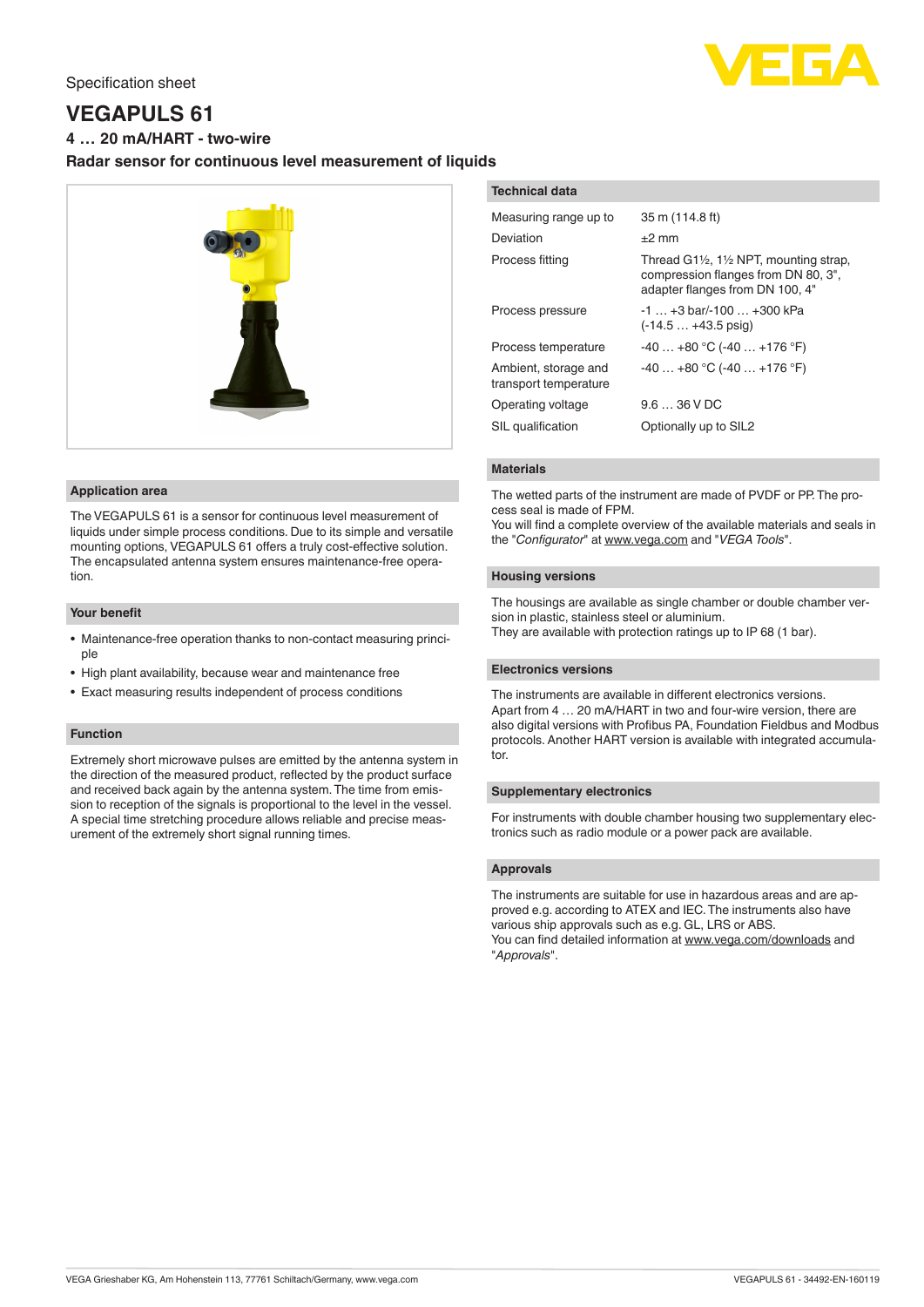Specification sheet

# VEGAPULS 61

**4 … 20 mA/HART - two-wire**

**Radar sensor for continuous level measurement of liquids**

## Application area

The VEGAPULS 61 is a sensor for continuous level measurement of liquids under simple process conditions. Due to its simple and versatile mounting options, VEGAPULS 61 offers a truly cost-effective solution. The encapsulated antenna system ensures maintenance-free operation.

## Your benefit

- Maintenance-free operation thanks to non-contact measuring principle
- High plant availability, because wear and maintenance free
- Exact measuring results independent of process conditions

## Function

Extremely short microwave pulses are emitted by the antenna system in the direction of the measured product, reflected by the product surface and received back again by the antenna system. The time from emission to reception of the signals is proportional to the level in the vessel. A special time stretching procedure allows reliable and precise measurement of the extremely short signal running times.

## Technical data

| | |
|---|---|
| Measuring range up to | 35 m (114.8 ft) |
| Deviation | ±2 mm |
| Process fitting | Thread G1½, 1½ NPT, mounting strap, compression flanges from DN 80, 3", adapter flanges from DN 100, 4" |
| Process pressure | -1 … +3 bar/-100 … +300 kPa (-14.5 … +43.5 psig) |
| Process temperature | -40 … +80 °C (-40 … +176 °F) |
| Ambient, storage and transport temperature | -40 … +80 °C (-40 … +176 °F) |
| Operating voltage | 9.6 … 36 V DC |
| SIL qualification | Optionally up to SIL2 |

## Materials

The wetted parts of the instrument are made of PVDF or PP. The process seal is made of FPM.
You will find a complete overview of the available materials and seals in the "*Configurator*" at www.vega.com and "*VEGA Tools*".

## Housing versions

The housings are available as single chamber or double chamber version in plastic, stainless steel or aluminium.
They are available with protection ratings up to IP 68 (1 bar).

## Electronics versions

The instruments are available in different electronics versions.
Apart from 4 … 20 mA/HART in two and four-wire version, there are also digital versions with Profibus PA, Foundation Fieldbus and Modbus protocols. Another HART version is available with integrated accumulator.

## Supplementary electronics

For instruments with double chamber housing two supplementary electronics such as radio module or a power pack are available.

## Approvals

The instruments are suitable for use in hazardous areas and are approved e.g. according to ATEX and IEC. The instruments also have various ship approvals such as e.g. GL, LRS or ABS.
You can find detailed information at www.vega.com/downloads and "*Approvals*".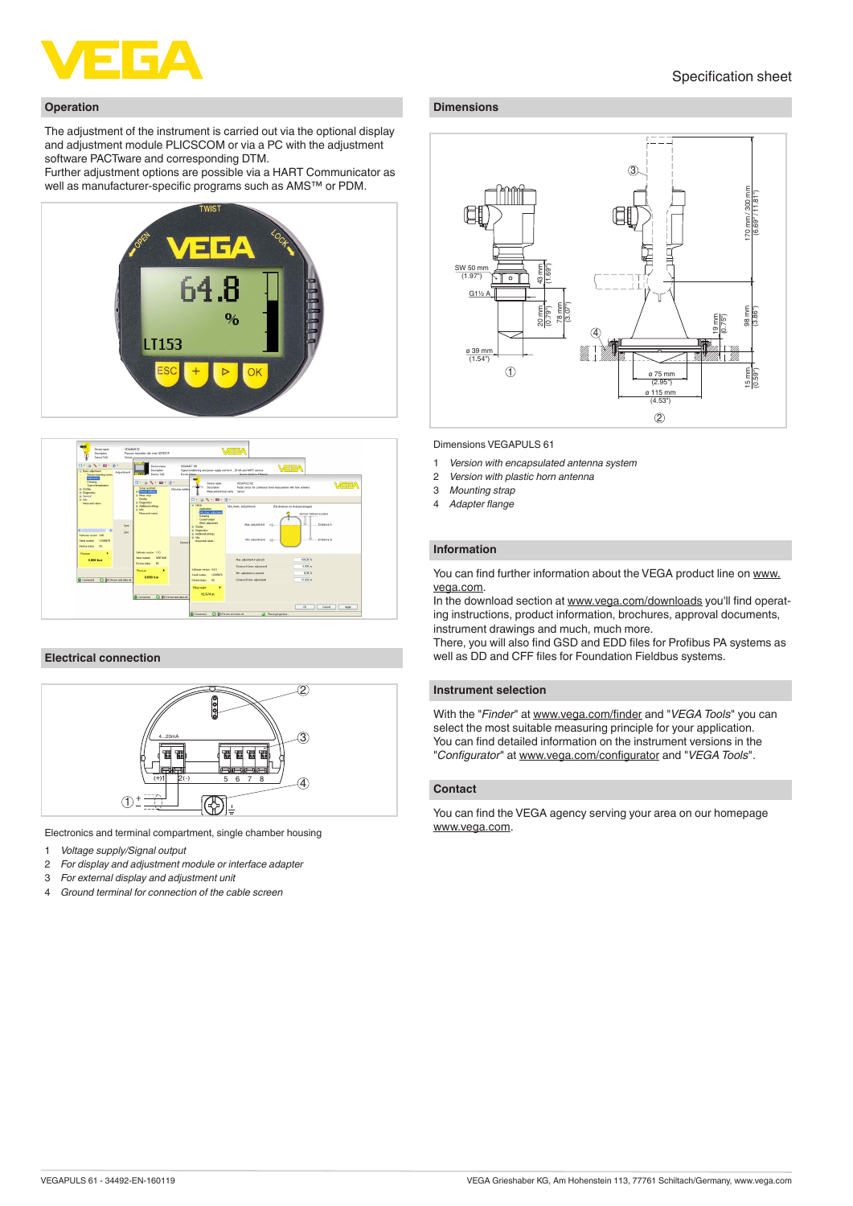## Operation

The adjustment of the instrument is carried out via the optional display and adjustment module PLICSCOM or via a PC with the adjustment software PACTware and corresponding DTM.
Further adjustment options are possible via a HART Communicator as well as manufacturer-specific programs such as AMS™ or PDM.

## Electrical connection

Electronics and terminal compartment, single chamber housing

1. *Voltage supply/Signal output*
2. *For display and adjustment module or interface adapter*
3. *For external display and adjustment unit*
4. *Ground terminal for connection of the cable screen*

## Dimensions

Dimensions VEGAPULS 61

1. *Version with encapsulated antenna system*
2. *Version with plastic horn antenna*
3. *Mounting strap*
4. *Adapter flange*

## Information

You can find further information about the VEGA product line on www.vega.com.
In the download section at www.vega.com/downloads you'll find operating instructions, product information, brochures, approval documents, instrument drawings and much, much more.
There, you will also find GSD and EDD files for Profibus PA systems as well as DD and CFF files for Foundation Fieldbus systems.

## Instrument selection

With the "*Finder*" at www.vega.com/finder and "*VEGA Tools*" you can select the most suitable measuring principle for your application.
You can find detailed information on the instrument versions in the "*Configurator*" at www.vega.com/configurator and "*VEGA Tools*".

## Contact

You can find the VEGA agency serving your area on our homepage www.vega.com.